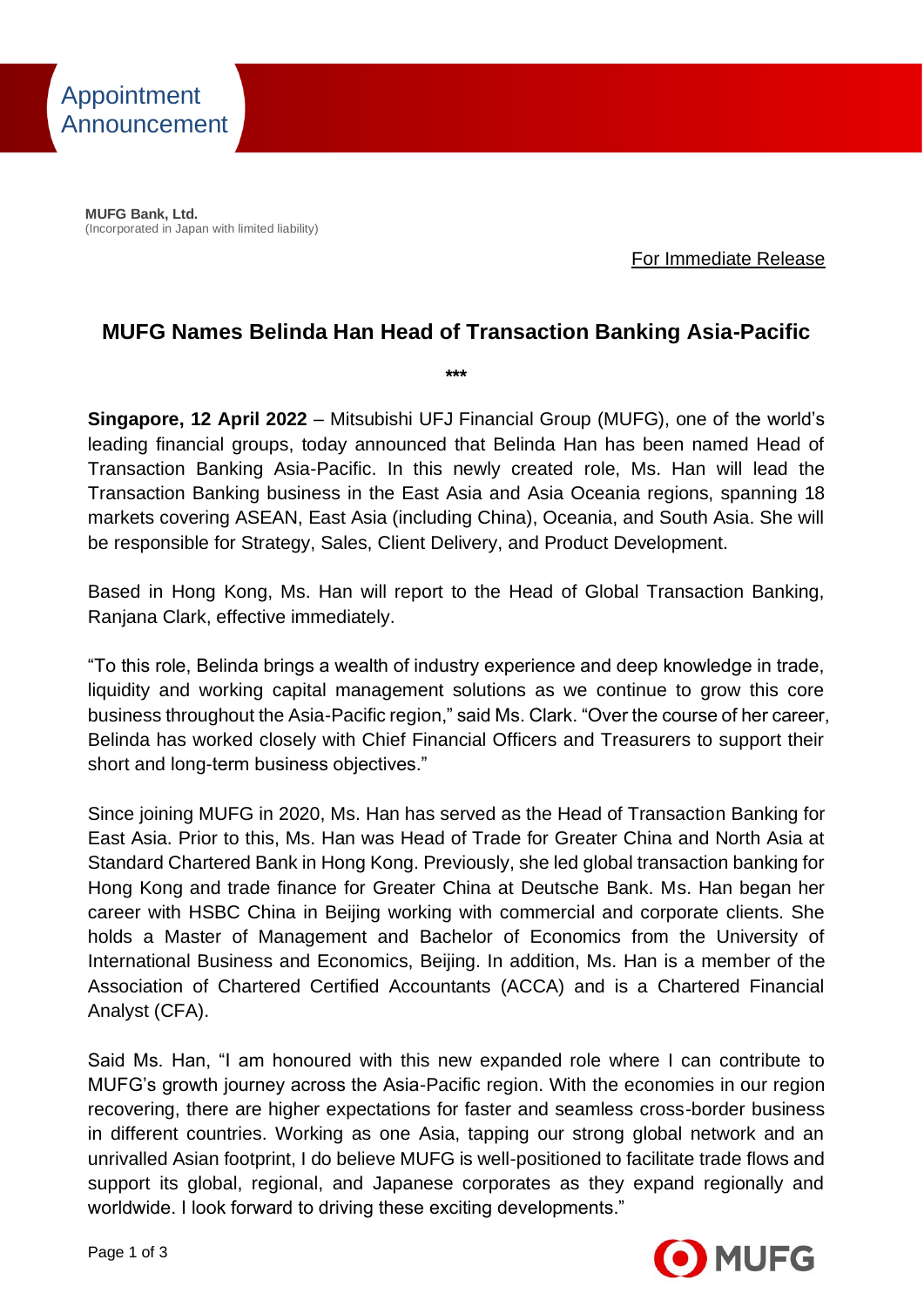Appointment Announcement

**MUFG Bank, Ltd.**
(Incorporated in Japan with limited liability)

For Immediate Release

# MUFG Names Belinda Han Head of Transaction Banking Asia-Pacific

***

**Singapore, 12 April 2022** – Mitsubishi UFJ Financial Group (MUFG), one of the world's leading financial groups, today announced that Belinda Han has been named Head of Transaction Banking Asia-Pacific. In this newly created role, Ms. Han will lead the Transaction Banking business in the East Asia and Asia Oceania regions, spanning 18 markets covering ASEAN, East Asia (including China), Oceania, and South Asia. She will be responsible for Strategy, Sales, Client Delivery, and Product Development.

Based in Hong Kong, Ms. Han will report to the Head of Global Transaction Banking, Ranjana Clark, effective immediately.

"To this role, Belinda brings a wealth of industry experience and deep knowledge in trade, liquidity and working capital management solutions as we continue to grow this core business throughout the Asia-Pacific region," said Ms. Clark. "Over the course of her career, Belinda has worked closely with Chief Financial Officers and Treasurers to support their short and long-term business objectives."

Since joining MUFG in 2020, Ms. Han has served as the Head of Transaction Banking for East Asia. Prior to this, Ms. Han was Head of Trade for Greater China and North Asia at Standard Chartered Bank in Hong Kong. Previously, she led global transaction banking for Hong Kong and trade finance for Greater China at Deutsche Bank. Ms. Han began her career with HSBC China in Beijing working with commercial and corporate clients. She holds a Master of Management and Bachelor of Economics from the University of International Business and Economics, Beijing. In addition, Ms. Han is a member of the Association of Chartered Certified Accountants (ACCA) and is a Chartered Financial Analyst (CFA).

Said Ms. Han, "I am honoured with this new expanded role where I can contribute to MUFG's growth journey across the Asia-Pacific region. With the economies in our region recovering, there are higher expectations for faster and seamless cross-border business in different countries. Working as one Asia, tapping our strong global network and an unrivalled Asian footprint, I do believe MUFG is well-positioned to facilitate trade flows and support its global, regional, and Japanese corporates as they expand regionally and worldwide. I look forward to driving these exciting developments."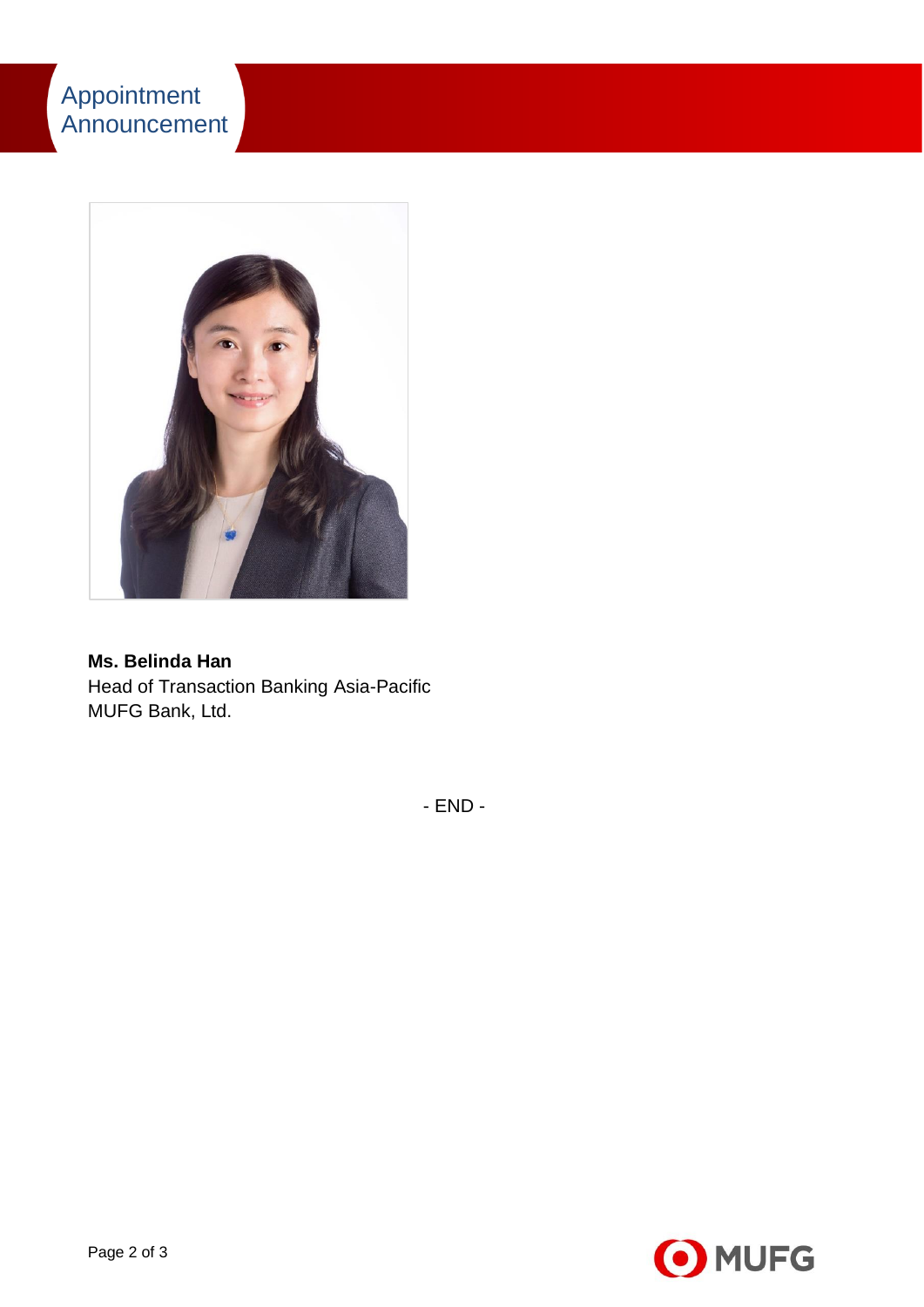**Ms. Belinda Han**
Head of Transaction Banking Asia-Pacific
MUFG Bank, Ltd.

- END -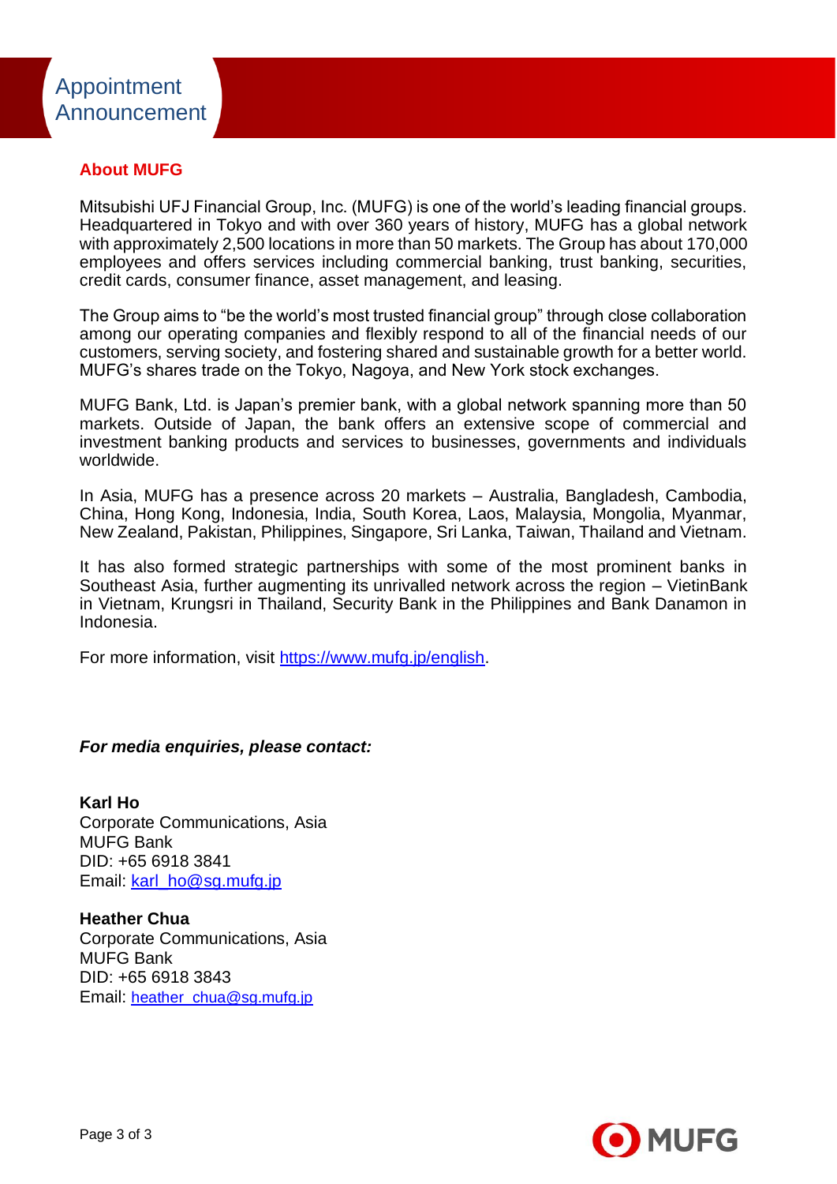## About MUFG

Mitsubishi UFJ Financial Group, Inc. (MUFG) is one of the world's leading financial groups. Headquartered in Tokyo and with over 360 years of history, MUFG has a global network with approximately 2,500 locations in more than 50 markets. The Group has about 170,000 employees and offers services including commercial banking, trust banking, securities, credit cards, consumer finance, asset management, and leasing.

The Group aims to "be the world's most trusted financial group" through close collaboration among our operating companies and flexibly respond to all of the financial needs of our customers, serving society, and fostering shared and sustainable growth for a better world. MUFG's shares trade on the Tokyo, Nagoya, and New York stock exchanges.

MUFG Bank, Ltd. is Japan's premier bank, with a global network spanning more than 50 markets. Outside of Japan, the bank offers an extensive scope of commercial and investment banking products and services to businesses, governments and individuals worldwide.

In Asia, MUFG has a presence across 20 markets – Australia, Bangladesh, Cambodia, China, Hong Kong, Indonesia, India, South Korea, Laos, Malaysia, Mongolia, Myanmar, New Zealand, Pakistan, Philippines, Singapore, Sri Lanka, Taiwan, Thailand and Vietnam.

It has also formed strategic partnerships with some of the most prominent banks in Southeast Asia, further augmenting its unrivalled network across the region – VietinBank in Vietnam, Krungsri in Thailand, Security Bank in the Philippines and Bank Danamon in Indonesia.

For more information, visit https://www.mufg.jp/english.

***For media enquiries, please contact:***

**Karl Ho**
Corporate Communications, Asia
MUFG Bank
DID: +65 6918 3841
Email: karl_ho@sg.mufg.jp

**Heather Chua**
Corporate Communications, Asia
MUFG Bank
DID: +65 6918 3843
Email: heather_chua@sg.mufg.jp